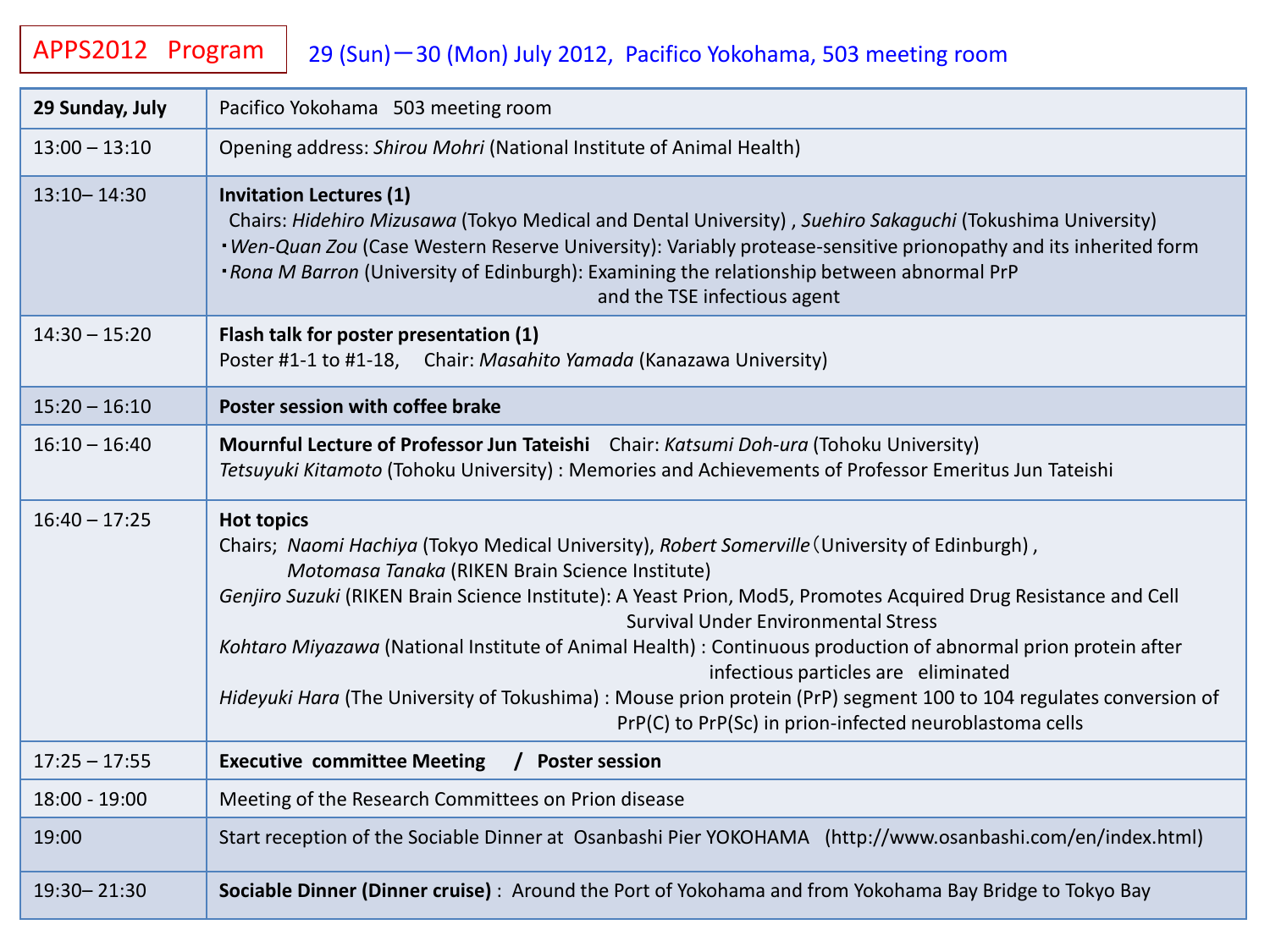# APPS2012 Program

29 (Sun)－30 (Mon) July 2012, Pacifico Yokohama, 503 meeting room

| **29 Sunday, July** | Pacifico Yokohama 503 meeting room |
|---|---|
| 13:00 – 13:10 | Opening address: *Shirou Mohri* (National Institute of Animal Health) |
| 13:10– 14:30 | **Invitation Lectures (1)**<br>Chairs: *Hidehiro Mizusawa* (Tokyo Medical and Dental University) , *Suehiro Sakaguchi* (Tokushima University)<br>・*Wen-Quan Zou* (Case Western Reserve University): Variably protease-sensitive prionopathy and its inherited form<br>・*Rona M Barron* (University of Edinburgh): Examining the relationship between abnormal PrP and the TSE infectious agent |
| 14:30 – 15:20 | **Flash talk for poster presentation (1)**<br>Poster #1-1 to #1-18, Chair: *Masahito Yamada* (Kanazawa University) |
| 15:20 – 16:10 | **Poster session with coffee brake** |
| 16:10 – 16:40 | **Mournful Lecture of Professor Jun Tateishi** Chair: *Katsumi Doh-ura* (Tohoku University)<br>*Tetsuyuki Kitamoto* (Tohoku University) : Memories and Achievements of Professor Emeritus Jun Tateishi |
| 16:40 – 17:25 | **Hot topics**<br>Chairs; *Naomi Hachiya* (Tokyo Medical University), *Robert Somerville*（University of Edinburgh) , *Motomasa Tanaka* (RIKEN Brain Science Institute)<br>*Genjiro Suzuki* (RIKEN Brain Science Institute): A Yeast Prion, Mod5, Promotes Acquired Drug Resistance and Cell Survival Under Environmental Stress<br>*Kohtaro Miyazawa* (National Institute of Animal Health) : Continuous production of abnormal prion protein after infectious particles are eliminated<br>*Hideyuki Hara* (The University of Tokushima) : Mouse prion protein (PrP) segment 100 to 104 regulates conversion of PrP(C) to PrP(Sc) in prion-infected neuroblastoma cells |
| 17:25 – 17:55 | **Executive committee Meeting / Poster session** |
| 18:00 - 19:00 | Meeting of the Research Committees on Prion disease |
| 19:00 | Start reception of the Sociable Dinner at Osanbashi Pier YOKOHAMA (http://www.osanbashi.com/en/index.html) |
| 19:30– 21:30 | **Sociable Dinner (Dinner cruise)** : Around the Port of Yokohama and from Yokohama Bay Bridge to Tokyo Bay |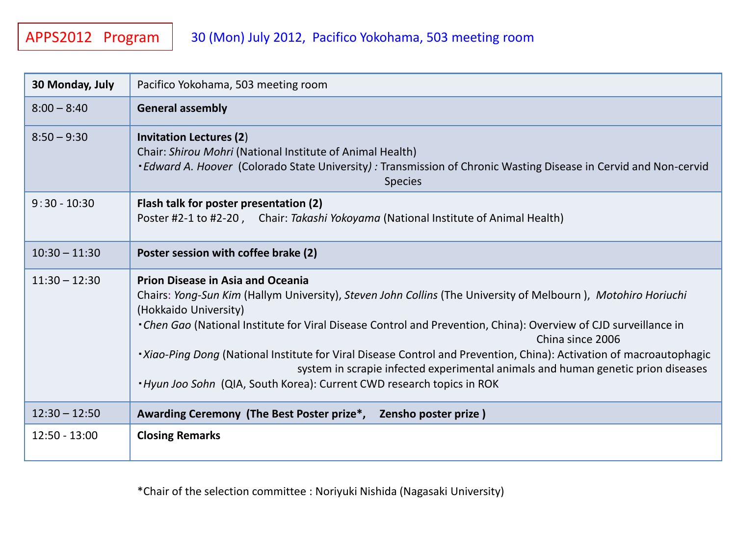APPS2012 Program

30 (Mon) July 2012, Pacifico Yokohama, 503 meeting room

| **30 Monday, July** | Pacifico Yokohama, 503 meeting room |
|---|---|
| 8:00 – 8:40 | **General assembly** |
| 8:50 – 9:30 | **Invitation Lectures (2)**<br>Chair: *Shirou Mohri* (National Institute of Animal Health)<br>・*Edward A. Hoover* (Colorado State University*) :* Transmission of Chronic Wasting Disease in Cervid and Non-cervid Species |
| 9：30 - 10:30 | **Flash talk for poster presentation (2)**<br>Poster #2-1 to #2-20 , Chair: *Takashi Yokoyama* (National Institute of Animal Health) |
| 10:30 – 11:30 | **Poster session with coffee brake (2)** |
| 11:30 – 12:30 | **Prion Disease in Asia and Oceania**<br>Chairs: *Yong-Sun Kim* (Hallym University), *Steven John Collins* (The University of Melbourn ), *Motohiro Horiuchi* (Hokkaido University)<br>・*Chen Gao* (National Institute for Viral Disease Control and Prevention, China): Overview of CJD surveillance in China since 2006<br>・*Xiao-Ping Dong* (National Institute for Viral Disease Control and Prevention, China): Activation of macroautophagic system in scrapie infected experimental animals and human genetic prion diseases<br>・*Hyun Joo Sohn* (QIA, South Korea): Current CWD research topics in ROK |
| 12:30 – 12:50 | **Awarding Ceremony (The Best Poster prize*, Zensho poster prize )** |
| 12:50 - 13:00 | **Closing Remarks** |

*Chair of the selection committee : Noriyuki Nishida (Nagasaki University)